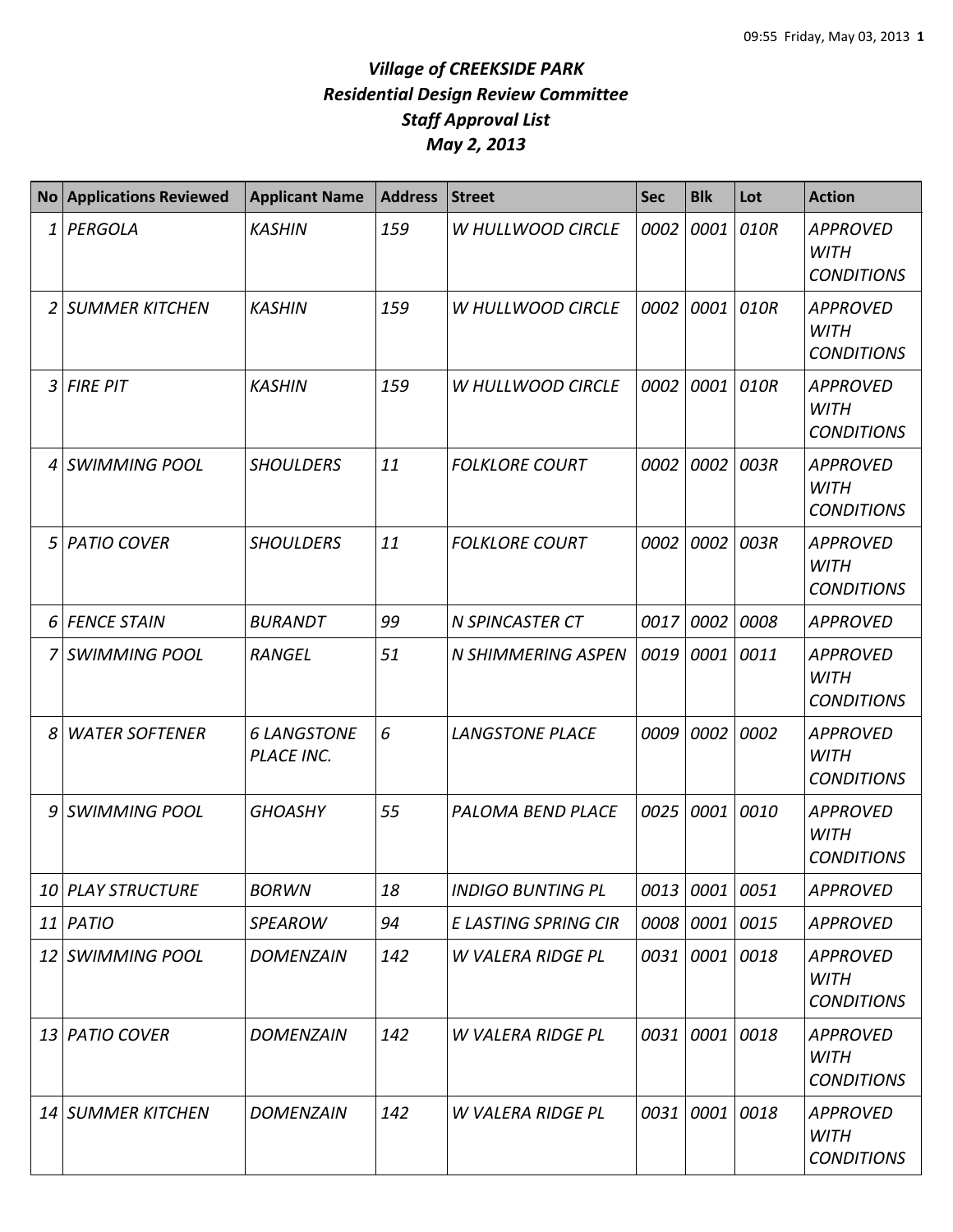# *Village of CREEKSIDE PARK*
## *Residential Design Review Committee*
## *Staff Approval List*
## *May 2, 2013*

| No | Applications Reviewed | Applicant Name | Address | Street | Sec | Blk | Lot | Action |
|---|---|---|---|---|---|---|---|---|
| 1 | *PERGOLA* | *KASHIN* | *159* | *W HULLWOOD CIRCLE* | *0002* | *0001* | *010R* | *APPROVED WITH CONDITIONS* |
| 2 | *SUMMER KITCHEN* | *KASHIN* | *159* | *W HULLWOOD CIRCLE* | *0002* | *0001* | *010R* | *APPROVED WITH CONDITIONS* |
| 3 | *FIRE PIT* | *KASHIN* | *159* | *W HULLWOOD CIRCLE* | *0002* | *0001* | *010R* | *APPROVED WITH CONDITIONS* |
| 4 | *SWIMMING POOL* | *SHOULDERS* | *11* | *FOLKLORE COURT* | *0002* | *0002* | *003R* | *APPROVED WITH CONDITIONS* |
| 5 | *PATIO COVER* | *SHOULDERS* | *11* | *FOLKLORE COURT* | *0002* | *0002* | *003R* | *APPROVED WITH CONDITIONS* |
| 6 | *FENCE STAIN* | *BURANDT* | *99* | *N SPINCASTER CT* | *0017* | *0002* | *0008* | *APPROVED* |
| 7 | *SWIMMING POOL* | *RANGEL* | *51* | *N SHIMMERING ASPEN* | *0019* | *0001* | *0011* | *APPROVED WITH CONDITIONS* |
| 8 | *WATER SOFTENER* | *6 LANGSTONE PLACE INC.* | *6* | *LANGSTONE PLACE* | *0009* | *0002* | *0002* | *APPROVED WITH CONDITIONS* |
| 9 | *SWIMMING POOL* | *GHOASHY* | *55* | *PALOMA BEND PLACE* | *0025* | *0001* | *0010* | *APPROVED WITH CONDITIONS* |
| 10 | *PLAY STRUCTURE* | *BORWN* | *18* | *INDIGO BUNTING PL* | *0013* | *0001* | *0051* | *APPROVED* |
| 11 | *PATIO* | *SPEAROW* | *94* | *E LASTING SPRING CIR* | *0008* | *0001* | *0015* | *APPROVED* |
| 12 | *SWIMMING POOL* | *DOMENZAIN* | *142* | *W VALERA RIDGE PL* | *0031* | *0001* | *0018* | *APPROVED WITH CONDITIONS* |
| 13 | *PATIO COVER* | *DOMENZAIN* | *142* | *W VALERA RIDGE PL* | *0031* | *0001* | *0018* | *APPROVED WITH CONDITIONS* |
| 14 | *SUMMER KITCHEN* | *DOMENZAIN* | *142* | *W VALERA RIDGE PL* | *0031* | *0001* | *0018* | *APPROVED WITH CONDITIONS* |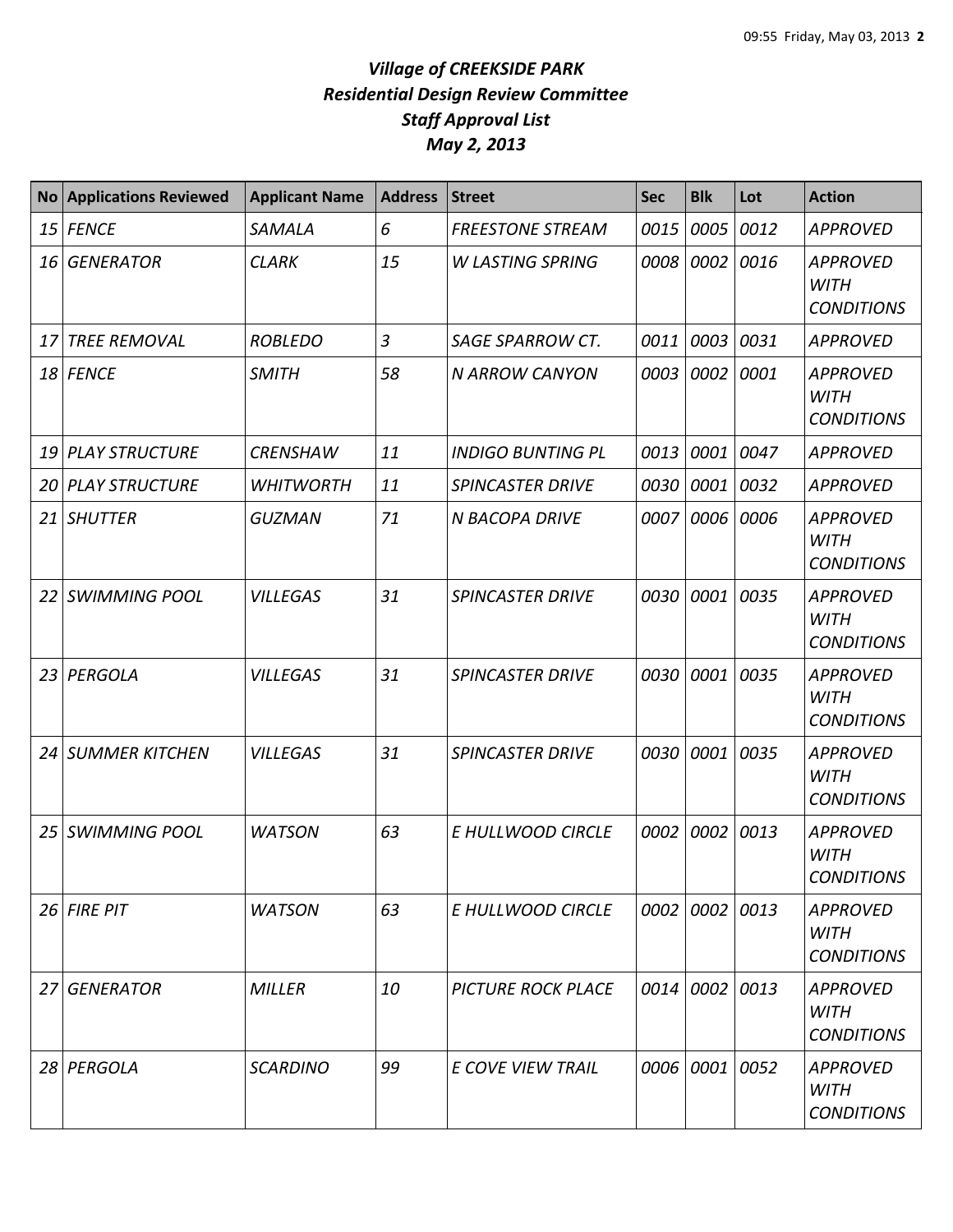# *Village of CREEKSIDE PARK*
## *Residential Design Review Committee*
## *Staff Approval List*
## *May 2, 2013*

| No | Applications Reviewed | Applicant Name | Address | Street | Sec | Blk | Lot | Action |
|---|---|---|---|---|---|---|---|---|
| *15* | *FENCE* | *SAMALA* | *6* | *FREESTONE STREAM* | *0015* | *0005* | *0012* | *APPROVED* |
| *16* | *GENERATOR* | *CLARK* | *15* | *W LASTING SPRING* | *0008* | *0002* | *0016* | *APPROVED WITH CONDITIONS* |
| *17* | *TREE REMOVAL* | *ROBLEDO* | *3* | *SAGE SPARROW CT.* | *0011* | *0003* | *0031* | *APPROVED* |
| *18* | *FENCE* | *SMITH* | *58* | *N ARROW CANYON* | *0003* | *0002* | *0001* | *APPROVED WITH CONDITIONS* |
| *19* | *PLAY STRUCTURE* | *CRENSHAW* | *11* | *INDIGO BUNTING PL* | *0013* | *0001* | *0047* | *APPROVED* |
| *20* | *PLAY STRUCTURE* | *WHITWORTH* | *11* | *SPINCASTER DRIVE* | *0030* | *0001* | *0032* | *APPROVED* |
| *21* | *SHUTTER* | *GUZMAN* | *71* | *N BACOPA DRIVE* | *0007* | *0006* | *0006* | *APPROVED WITH CONDITIONS* |
| *22* | *SWIMMING POOL* | *VILLEGAS* | *31* | *SPINCASTER DRIVE* | *0030* | *0001* | *0035* | *APPROVED WITH CONDITIONS* |
| *23* | *PERGOLA* | *VILLEGAS* | *31* | *SPINCASTER DRIVE* | *0030* | *0001* | *0035* | *APPROVED WITH CONDITIONS* |
| *24* | *SUMMER KITCHEN* | *VILLEGAS* | *31* | *SPINCASTER DRIVE* | *0030* | *0001* | *0035* | *APPROVED WITH CONDITIONS* |
| *25* | *SWIMMING POOL* | *WATSON* | *63* | *E HULLWOOD CIRCLE* | *0002* | *0002* | *0013* | *APPROVED WITH CONDITIONS* |
| *26* | *FIRE PIT* | *WATSON* | *63* | *E HULLWOOD CIRCLE* | *0002* | *0002* | *0013* | *APPROVED WITH CONDITIONS* |
| *27* | *GENERATOR* | *MILLER* | *10* | *PICTURE ROCK PLACE* | *0014* | *0002* | *0013* | *APPROVED WITH CONDITIONS* |
| *28* | *PERGOLA* | *SCARDINO* | *99* | *E COVE VIEW TRAIL* | *0006* | *0001* | *0052* | *APPROVED WITH CONDITIONS* |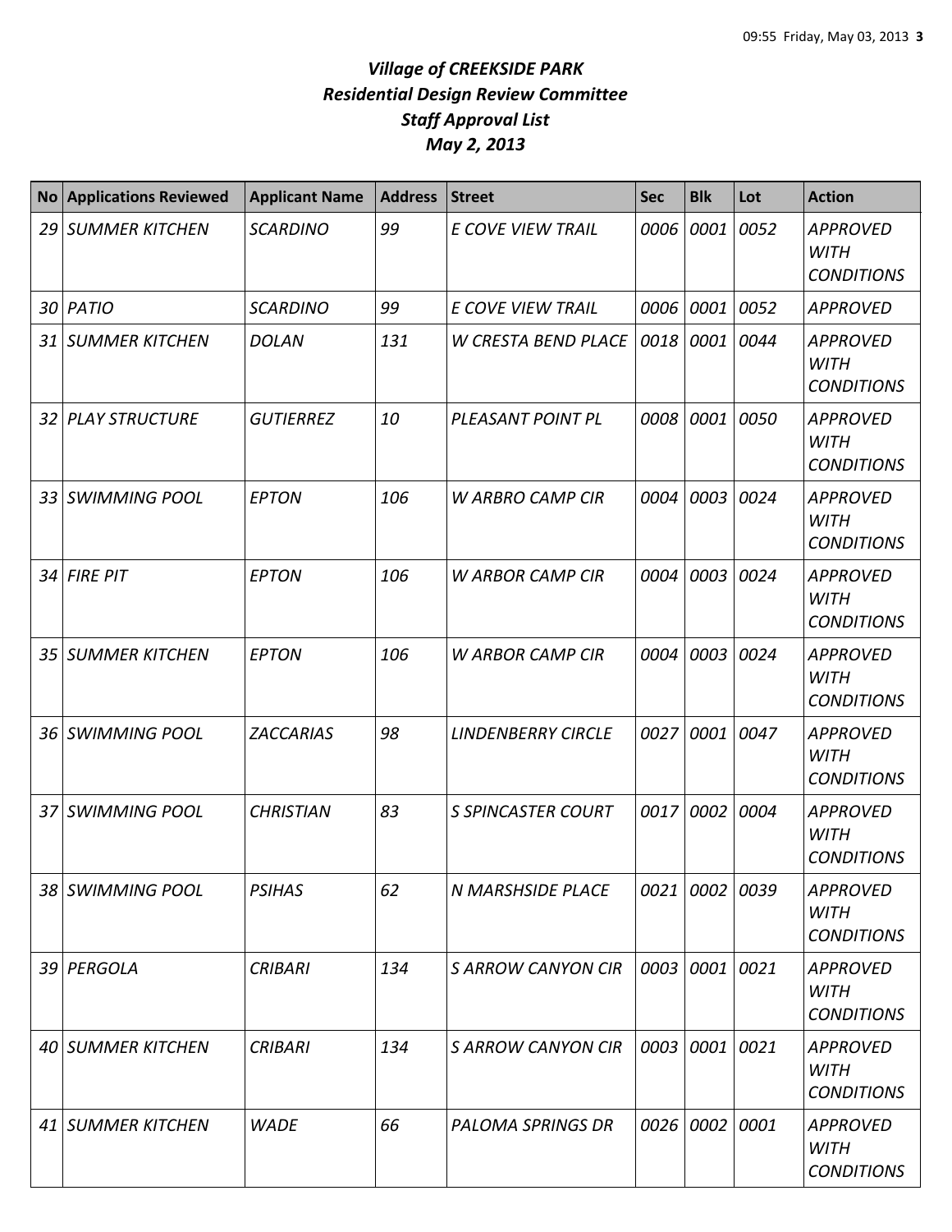# *Village of CREEKSIDE PARK*
## *Residential Design Review Committee*
## *Staff Approval List*
## *May 2, 2013*

| No | Applications Reviewed | Applicant Name | Address | Street | Sec | Blk | Lot | Action |
|---|---|---|---|---|---|---|---|---|
| *29* | *SUMMER KITCHEN* | *SCARDINO* | *99* | *E COVE VIEW TRAIL* | *0006* | *0001* | *0052* | *APPROVED WITH CONDITIONS* |
| *30* | *PATIO* | *SCARDINO* | *99* | *E COVE VIEW TRAIL* | *0006* | *0001* | *0052* | *APPROVED* |
| *31* | *SUMMER KITCHEN* | *DOLAN* | *131* | *W CRESTA BEND PLACE* | *0018* | *0001* | *0044* | *APPROVED WITH CONDITIONS* |
| *32* | *PLAY STRUCTURE* | *GUTIERREZ* | *10* | *PLEASANT POINT PL* | *0008* | *0001* | *0050* | *APPROVED WITH CONDITIONS* |
| *33* | *SWIMMING POOL* | *EPTON* | *106* | *W ARBRO CAMP CIR* | *0004* | *0003* | *0024* | *APPROVED WITH CONDITIONS* |
| *34* | *FIRE PIT* | *EPTON* | *106* | *W ARBOR CAMP CIR* | *0004* | *0003* | *0024* | *APPROVED WITH CONDITIONS* |
| *35* | *SUMMER KITCHEN* | *EPTON* | *106* | *W ARBOR CAMP CIR* | *0004* | *0003* | *0024* | *APPROVED WITH CONDITIONS* |
| *36* | *SWIMMING POOL* | *ZACCARIAS* | *98* | *LINDENBERRY CIRCLE* | *0027* | *0001* | *0047* | *APPROVED WITH CONDITIONS* |
| *37* | *SWIMMING POOL* | *CHRISTIAN* | *83* | *S SPINCASTER COURT* | *0017* | *0002* | *0004* | *APPROVED WITH CONDITIONS* |
| *38* | *SWIMMING POOL* | *PSIHAS* | *62* | *N MARSHSIDE PLACE* | *0021* | *0002* | *0039* | *APPROVED WITH CONDITIONS* |
| *39* | *PERGOLA* | *CRIBARI* | *134* | *S ARROW CANYON CIR* | *0003* | *0001* | *0021* | *APPROVED WITH CONDITIONS* |
| *40* | *SUMMER KITCHEN* | *CRIBARI* | *134* | *S ARROW CANYON CIR* | *0003* | *0001* | *0021* | *APPROVED WITH CONDITIONS* |
| *41* | *SUMMER KITCHEN* | *WADE* | *66* | *PALOMA SPRINGS DR* | *0026* | *0002* | *0001* | *APPROVED WITH CONDITIONS* |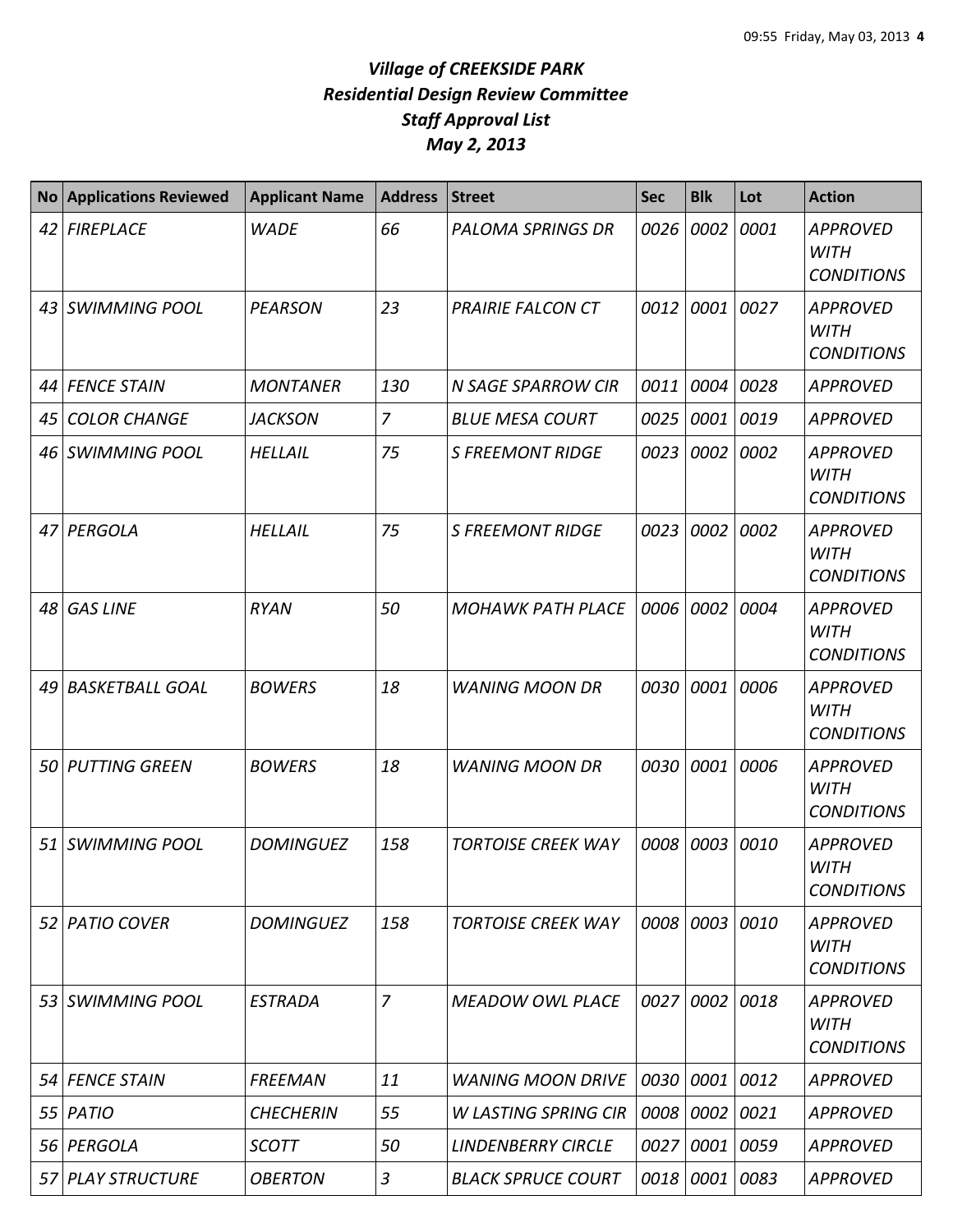## *Village of CREEKSIDE PARK*
## *Residential Design Review Committee*
## *Staff Approval List*
## *May 2, 2013*

| No | Applications Reviewed | Applicant Name | Address | Street | Sec | Blk | Lot | Action |
|---|---|---|---|---|---|---|---|---|
| 42 | FIREPLACE | WADE | 66 | PALOMA SPRINGS DR | 0026 | 0002 | 0001 | APPROVED WITH CONDITIONS |
| 43 | SWIMMING POOL | PEARSON | 23 | PRAIRIE FALCON CT | 0012 | 0001 | 0027 | APPROVED WITH CONDITIONS |
| 44 | FENCE STAIN | MONTANER | 130 | N SAGE SPARROW CIR | 0011 | 0004 | 0028 | APPROVED |
| 45 | COLOR CHANGE | JACKSON | 7 | BLUE MESA COURT | 0025 | 0001 | 0019 | APPROVED |
| 46 | SWIMMING POOL | HELLAIL | 75 | S FREEMONT RIDGE | 0023 | 0002 | 0002 | APPROVED WITH CONDITIONS |
| 47 | PERGOLA | HELLAIL | 75 | S FREEMONT RIDGE | 0023 | 0002 | 0002 | APPROVED WITH CONDITIONS |
| 48 | GAS LINE | RYAN | 50 | MOHAWK PATH PLACE | 0006 | 0002 | 0004 | APPROVED WITH CONDITIONS |
| 49 | BASKETBALL GOAL | BOWERS | 18 | WANING MOON DR | 0030 | 0001 | 0006 | APPROVED WITH CONDITIONS |
| 50 | PUTTING GREEN | BOWERS | 18 | WANING MOON DR | 0030 | 0001 | 0006 | APPROVED WITH CONDITIONS |
| 51 | SWIMMING POOL | DOMINGUEZ | 158 | TORTOISE CREEK WAY | 0008 | 0003 | 0010 | APPROVED WITH CONDITIONS |
| 52 | PATIO COVER | DOMINGUEZ | 158 | TORTOISE CREEK WAY | 0008 | 0003 | 0010 | APPROVED WITH CONDITIONS |
| 53 | SWIMMING POOL | ESTRADA | 7 | MEADOW OWL PLACE | 0027 | 0002 | 0018 | APPROVED WITH CONDITIONS |
| 54 | FENCE STAIN | FREEMAN | 11 | WANING MOON DRIVE | 0030 | 0001 | 0012 | APPROVED |
| 55 | PATIO | CHECHERIN | 55 | W LASTING SPRING CIR | 0008 | 0002 | 0021 | APPROVED |
| 56 | PERGOLA | SCOTT | 50 | LINDENBERRY CIRCLE | 0027 | 0001 | 0059 | APPROVED |
| 57 | PLAY STRUCTURE | OBERTON | 3 | BLACK SPRUCE COURT | 0018 | 0001 | 0083 | APPROVED |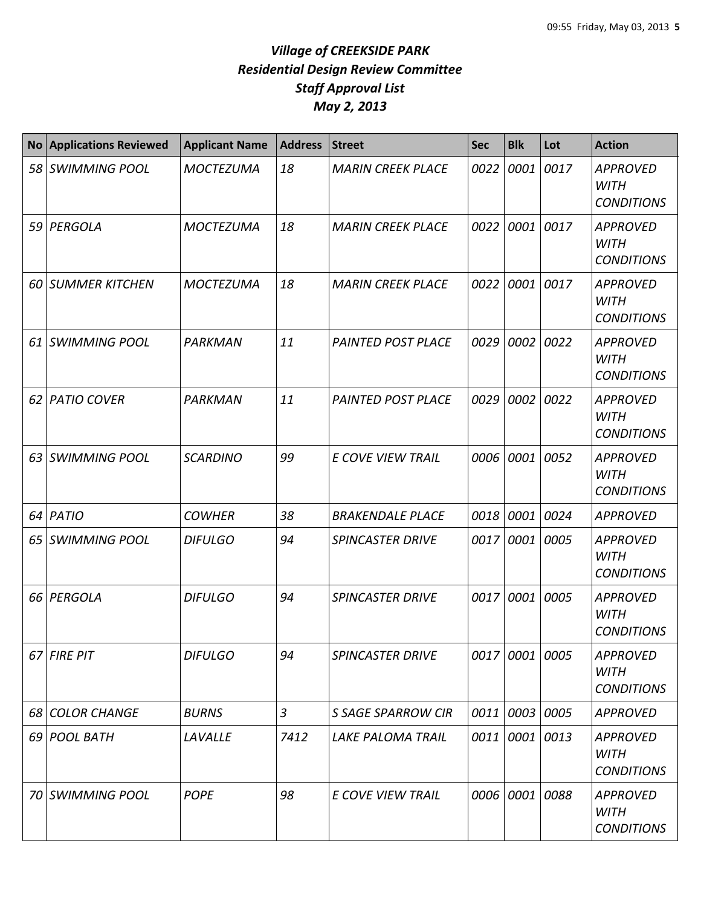# *Village of CREEKSIDE PARK*
# *Residential Design Review Committee*
# *Staff Approval List*
# *May 2, 2013*

| No | Applications Reviewed | Applicant Name | Address | Street | Sec | Blk | Lot | Action |
|---|---|---|---|---|---|---|---|---|
| *58* | *SWIMMING POOL* | *MOCTEZUMA* | *18* | *MARIN CREEK PLACE* | *0022* | *0001* | *0017* | *APPROVED WITH CONDITIONS* |
| *59* | *PERGOLA* | *MOCTEZUMA* | *18* | *MARIN CREEK PLACE* | *0022* | *0001* | *0017* | *APPROVED WITH CONDITIONS* |
| *60* | *SUMMER KITCHEN* | *MOCTEZUMA* | *18* | *MARIN CREEK PLACE* | *0022* | *0001* | *0017* | *APPROVED WITH CONDITIONS* |
| *61* | *SWIMMING POOL* | *PARKMAN* | *11* | *PAINTED POST PLACE* | *0029* | *0002* | *0022* | *APPROVED WITH CONDITIONS* |
| *62* | *PATIO COVER* | *PARKMAN* | *11* | *PAINTED POST PLACE* | *0029* | *0002* | *0022* | *APPROVED WITH CONDITIONS* |
| *63* | *SWIMMING POOL* | *SCARDINO* | *99* | *E COVE VIEW TRAIL* | *0006* | *0001* | *0052* | *APPROVED WITH CONDITIONS* |
| *64* | *PATIO* | *COWHER* | *38* | *BRAKENDALE PLACE* | *0018* | *0001* | *0024* | *APPROVED* |
| *65* | *SWIMMING POOL* | *DIFULGO* | *94* | *SPINCASTER DRIVE* | *0017* | *0001* | *0005* | *APPROVED WITH CONDITIONS* |
| *66* | *PERGOLA* | *DIFULGO* | *94* | *SPINCASTER DRIVE* | *0017* | *0001* | *0005* | *APPROVED WITH CONDITIONS* |
| *67* | *FIRE PIT* | *DIFULGO* | *94* | *SPINCASTER DRIVE* | *0017* | *0001* | *0005* | *APPROVED WITH CONDITIONS* |
| *68* | *COLOR CHANGE* | *BURNS* | *3* | *S SAGE SPARROW CIR* | *0011* | *0003* | *0005* | *APPROVED* |
| *69* | *POOL BATH* | *LAVALLE* | *7412* | *LAKE PALOMA TRAIL* | *0011* | *0001* | *0013* | *APPROVED WITH CONDITIONS* |
| *70* | *SWIMMING POOL* | *POPE* | *98* | *E COVE VIEW TRAIL* | *0006* | *0001* | *0088* | *APPROVED WITH CONDITIONS* |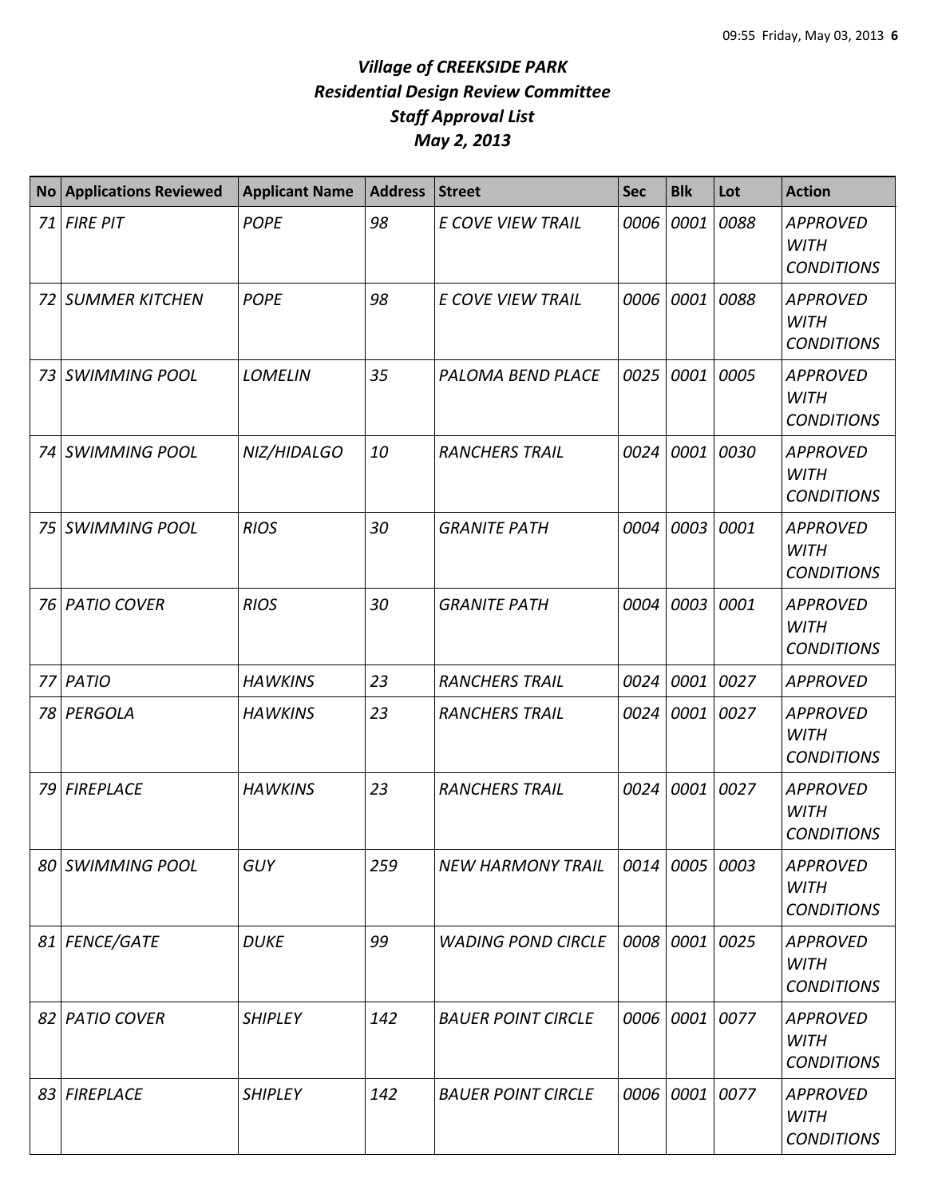# *Village of CREEKSIDE PARK*
## *Residential Design Review Committee*
## *Staff Approval List*
## *May 2, 2013*

| No | Applications Reviewed | Applicant Name | Address | Street | Sec | Blk | Lot | Action |
|---|---|---|---|---|---|---|---|---|
| *71* | *FIRE PIT* | *POPE* | *98* | *E COVE VIEW TRAIL* | *0006* | *0001* | *0088* | *APPROVED WITH CONDITIONS* |
| *72* | *SUMMER KITCHEN* | *POPE* | *98* | *E COVE VIEW TRAIL* | *0006* | *0001* | *0088* | *APPROVED WITH CONDITIONS* |
| *73* | *SWIMMING POOL* | *LOMELIN* | *35* | *PALOMA BEND PLACE* | *0025* | *0001* | *0005* | *APPROVED WITH CONDITIONS* |
| *74* | *SWIMMING POOL* | *NIZ/HIDALGO* | *10* | *RANCHERS TRAIL* | *0024* | *0001* | *0030* | *APPROVED WITH CONDITIONS* |
| *75* | *SWIMMING POOL* | *RIOS* | *30* | *GRANITE PATH* | *0004* | *0003* | *0001* | *APPROVED WITH CONDITIONS* |
| *76* | *PATIO COVER* | *RIOS* | *30* | *GRANITE PATH* | *0004* | *0003* | *0001* | *APPROVED WITH CONDITIONS* |
| *77* | *PATIO* | *HAWKINS* | *23* | *RANCHERS TRAIL* | *0024* | *0001* | *0027* | *APPROVED* |
| *78* | *PERGOLA* | *HAWKINS* | *23* | *RANCHERS TRAIL* | *0024* | *0001* | *0027* | *APPROVED WITH CONDITIONS* |
| *79* | *FIREPLACE* | *HAWKINS* | *23* | *RANCHERS TRAIL* | *0024* | *0001* | *0027* | *APPROVED WITH CONDITIONS* |
| *80* | *SWIMMING POOL* | *GUY* | *259* | *NEW HARMONY TRAIL* | *0014* | *0005* | *0003* | *APPROVED WITH CONDITIONS* |
| *81* | *FENCE/GATE* | *DUKE* | *99* | *WADING POND CIRCLE* | *0008* | *0001* | *0025* | *APPROVED WITH CONDITIONS* |
| *82* | *PATIO COVER* | *SHIPLEY* | *142* | *BAUER POINT CIRCLE* | *0006* | *0001* | *0077* | *APPROVED WITH CONDITIONS* |
| *83* | *FIREPLACE* | *SHIPLEY* | *142* | *BAUER POINT CIRCLE* | *0006* | *0001* | *0077* | *APPROVED WITH CONDITIONS* |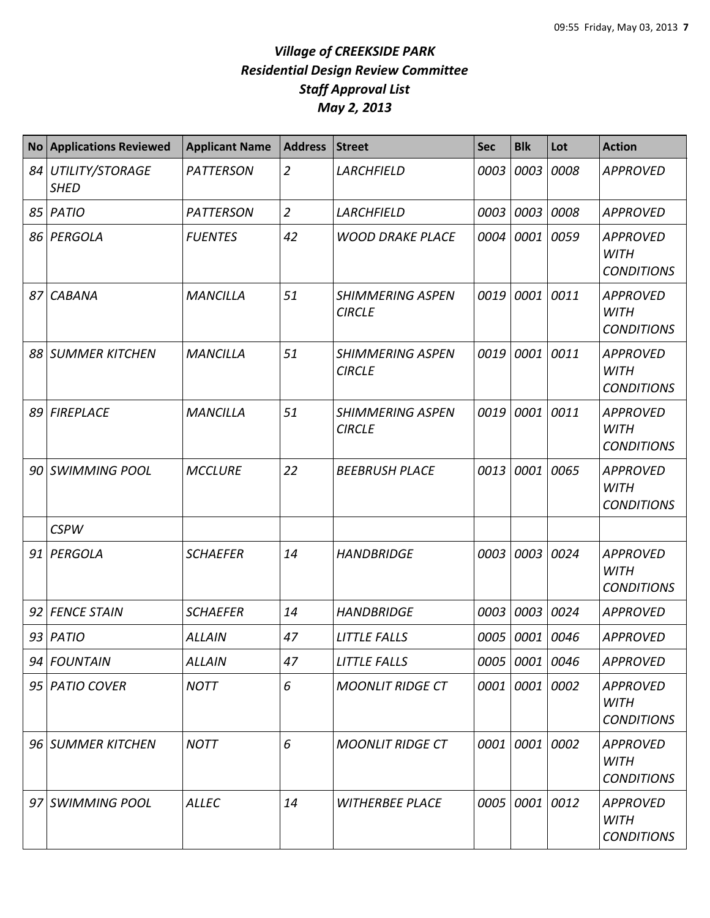# *Village of CREEKSIDE PARK*
# *Residential Design Review Committee*
# *Staff Approval List*
# *May 2, 2013*

| No | Applications Reviewed | Applicant Name | Address | Street | Sec | Blk | Lot | Action |
|---|---|---|---|---|---|---|---|---|
| *84* | *UTILITY/STORAGE SHED* | *PATTERSON* | *2* | *LARCHFIELD* | *0003* | *0003* | *0008* | *APPROVED* |
| *85* | *PATIO* | *PATTERSON* | *2* | *LARCHFIELD* | *0003* | *0003* | *0008* | *APPROVED* |
| *86* | *PERGOLA* | *FUENTES* | *42* | *WOOD DRAKE PLACE* | *0004* | *0001* | *0059* | *APPROVED WITH CONDITIONS* |
| *87* | *CABANA* | *MANCILLA* | *51* | *SHIMMERING ASPEN CIRCLE* | *0019* | *0001* | *0011* | *APPROVED WITH CONDITIONS* |
| *88* | *SUMMER KITCHEN* | *MANCILLA* | *51* | *SHIMMERING ASPEN CIRCLE* | *0019* | *0001* | *0011* | *APPROVED WITH CONDITIONS* |
| *89* | *FIREPLACE* | *MANCILLA* | *51* | *SHIMMERING ASPEN CIRCLE* | *0019* | *0001* | *0011* | *APPROVED WITH CONDITIONS* |
| *90* | *SWIMMING POOL* | *MCCLURE* | *22* | *BEEBRUSH PLACE* | *0013* | *0001* | *0065* | *APPROVED WITH CONDITIONS* |
| | *CSPW* | | | | | | | |
| *91* | *PERGOLA* | *SCHAEFER* | *14* | *HANDBRIDGE* | *0003* | *0003* | *0024* | *APPROVED WITH CONDITIONS* |
| *92* | *FENCE STAIN* | *SCHAEFER* | *14* | *HANDBRIDGE* | *0003* | *0003* | *0024* | *APPROVED* |
| *93* | *PATIO* | *ALLAIN* | *47* | *LITTLE FALLS* | *0005* | *0001* | *0046* | *APPROVED* |
| *94* | *FOUNTAIN* | *ALLAIN* | *47* | *LITTLE FALLS* | *0005* | *0001* | *0046* | *APPROVED* |
| *95* | *PATIO COVER* | *NOTT* | *6* | *MOONLIT RIDGE CT* | *0001* | *0001* | *0002* | *APPROVED WITH CONDITIONS* |
| *96* | *SUMMER KITCHEN* | *NOTT* | *6* | *MOONLIT RIDGE CT* | *0001* | *0001* | *0002* | *APPROVED WITH CONDITIONS* |
| *97* | *SWIMMING POOL* | *ALLEC* | *14* | *WITHERBEE PLACE* | *0005* | *0001* | *0012* | *APPROVED WITH CONDITIONS* |